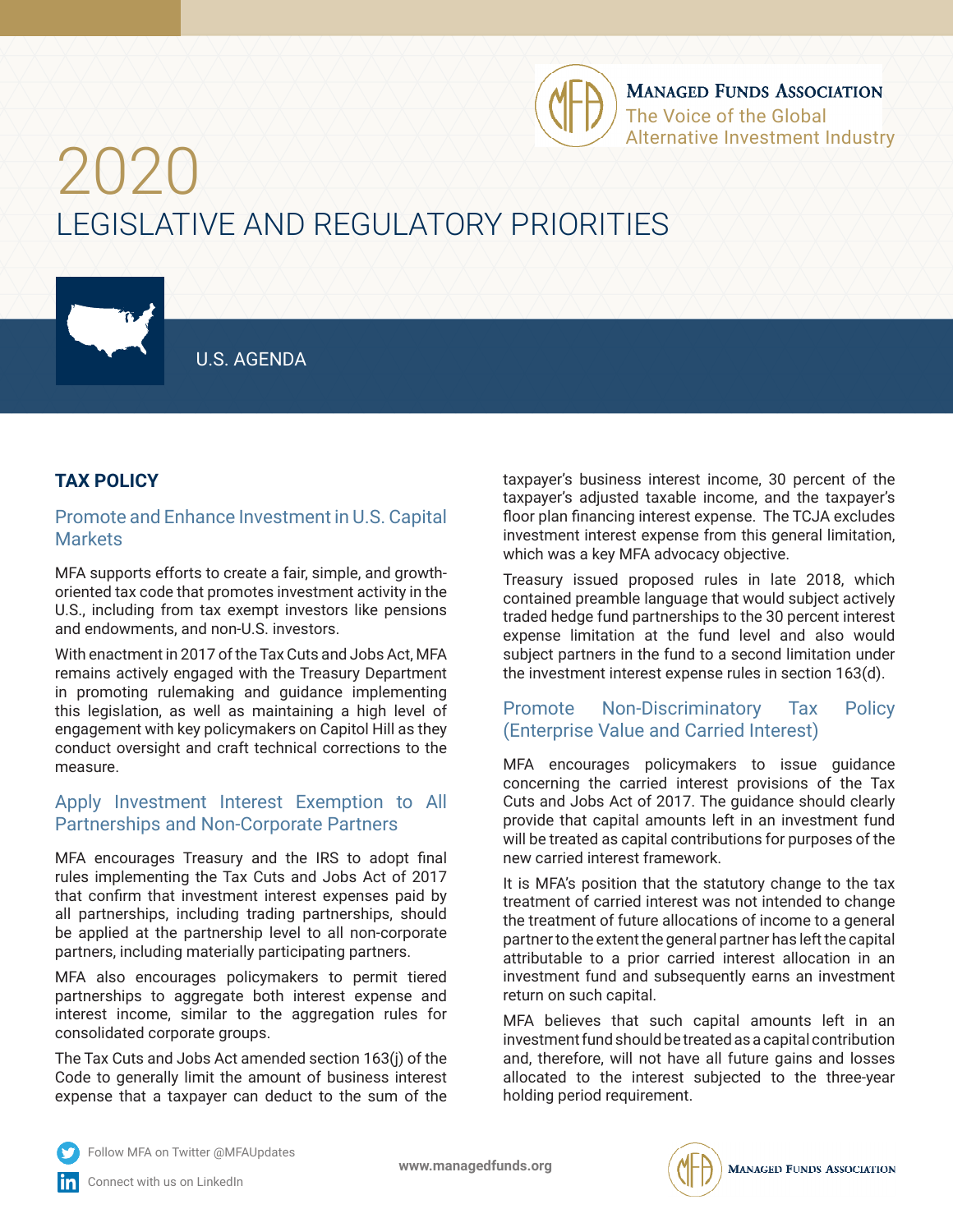Managed Funds Association
The Voice of the Global Alternative Investment Industry

# 2020 LEGISLATIVE AND REGULATORY PRIORITIES

U.S. AGENDA

## TAX POLICY

### Promote and Enhance Investment in U.S. Capital Markets

MFA supports efforts to create a fair, simple, and growth-oriented tax code that promotes investment activity in the U.S., including from tax exempt investors like pensions and endowments, and non-U.S. investors.

With enactment in 2017 of the Tax Cuts and Jobs Act, MFA remains actively engaged with the Treasury Department in promoting rulemaking and guidance implementing this legislation, as well as maintaining a high level of engagement with key policymakers on Capitol Hill as they conduct oversight and craft technical corrections to the measure.

### Apply Investment Interest Exemption to All Partnerships and Non-Corporate Partners

MFA encourages Treasury and the IRS to adopt final rules implementing the Tax Cuts and Jobs Act of 2017 that confirm that investment interest expenses paid by all partnerships, including trading partnerships, should be applied at the partnership level to all non-corporate partners, including materially participating partners.

MFA also encourages policymakers to permit tiered partnerships to aggregate both interest expense and interest income, similar to the aggregation rules for consolidated corporate groups.

The Tax Cuts and Jobs Act amended section 163(j) of the Code to generally limit the amount of business interest expense that a taxpayer can deduct to the sum of the taxpayer's business interest income, 30 percent of the taxpayer's adjusted taxable income, and the taxpayer's floor plan financing interest expense. The TCJA excludes investment interest expense from this general limitation, which was a key MFA advocacy objective.

Treasury issued proposed rules in late 2018, which contained preamble language that would subject actively traded hedge fund partnerships to the 30 percent interest expense limitation at the fund level and also would subject partners in the fund to a second limitation under the investment interest expense rules in section 163(d).

### Promote Non-Discriminatory Tax Policy (Enterprise Value and Carried Interest)

MFA encourages policymakers to issue guidance concerning the carried interest provisions of the Tax Cuts and Jobs Act of 2017. The guidance should clearly provide that capital amounts left in an investment fund will be treated as capital contributions for purposes of the new carried interest framework.

It is MFA's position that the statutory change to the tax treatment of carried interest was not intended to change the treatment of future allocations of income to a general partner to the extent the general partner has left the capital attributable to a prior carried interest allocation in an investment fund and subsequently earns an investment return on such capital.

MFA believes that such capital amounts left in an investment fund should be treated as a capital contribution and, therefore, will not have all future gains and losses allocated to the interest subjected to the three-year holding period requirement.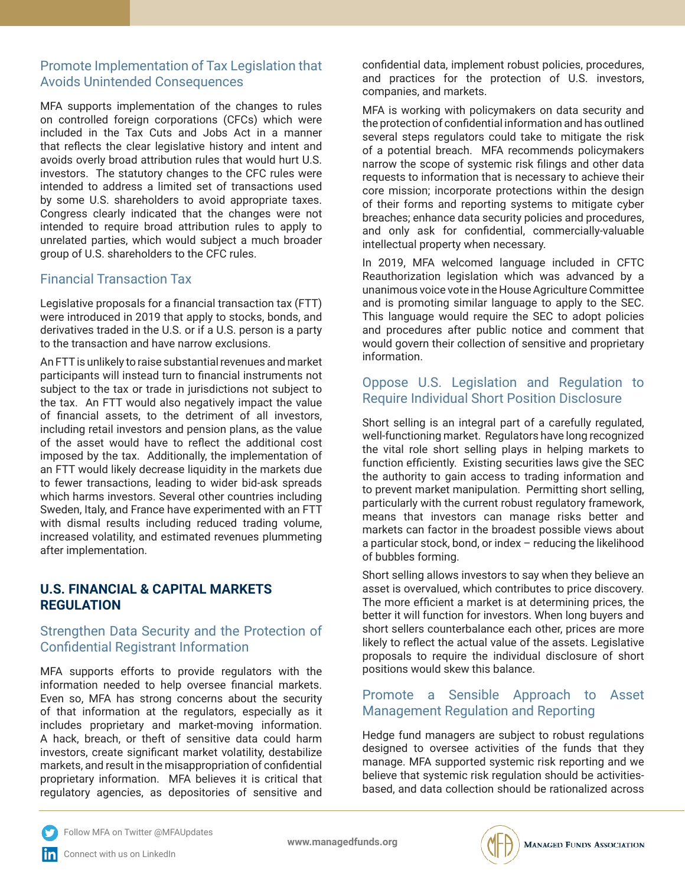### Promote Implementation of Tax Legislation that Avoids Unintended Consequences

MFA supports implementation of the changes to rules on controlled foreign corporations (CFCs) which were included in the Tax Cuts and Jobs Act in a manner that reflects the clear legislative history and intent and avoids overly broad attribution rules that would hurt U.S. investors. The statutory changes to the CFC rules were intended to address a limited set of transactions used by some U.S. shareholders to avoid appropriate taxes. Congress clearly indicated that the changes were not intended to require broad attribution rules to apply to unrelated parties, which would subject a much broader group of U.S. shareholders to the CFC rules.

### Financial Transaction Tax

Legislative proposals for a financial transaction tax (FTT) were introduced in 2019 that apply to stocks, bonds, and derivatives traded in the U.S. or if a U.S. person is a party to the transaction and have narrow exclusions.

An FTT is unlikely to raise substantial revenues and market participants will instead turn to financial instruments not subject to the tax or trade in jurisdictions not subject to the tax. An FTT would also negatively impact the value of financial assets, to the detriment of all investors, including retail investors and pension plans, as the value of the asset would have to reflect the additional cost imposed by the tax. Additionally, the implementation of an FTT would likely decrease liquidity in the markets due to fewer transactions, leading to wider bid-ask spreads which harms investors. Several other countries including Sweden, Italy, and France have experimented with an FTT with dismal results including reduced trading volume, increased volatility, and estimated revenues plummeting after implementation.

## U.S. FINANCIAL & CAPITAL MARKETS REGULATION

### Strengthen Data Security and the Protection of Confidential Registrant Information

MFA supports efforts to provide regulators with the information needed to help oversee financial markets. Even so, MFA has strong concerns about the security of that information at the regulators, especially as it includes proprietary and market-moving information. A hack, breach, or theft of sensitive data could harm investors, create significant market volatility, destabilize markets, and result in the misappropriation of confidential proprietary information. MFA believes it is critical that regulatory agencies, as depositories of sensitive and confidential data, implement robust policies, procedures, and practices for the protection of U.S. investors, companies, and markets.

MFA is working with policymakers on data security and the protection of confidential information and has outlined several steps regulators could take to mitigate the risk of a potential breach. MFA recommends policymakers narrow the scope of systemic risk filings and other data requests to information that is necessary to achieve their core mission; incorporate protections within the design of their forms and reporting systems to mitigate cyber breaches; enhance data security policies and procedures, and only ask for confidential, commercially-valuable intellectual property when necessary.

In 2019, MFA welcomed language included in CFTC Reauthorization legislation which was advanced by a unanimous voice vote in the House Agriculture Committee and is promoting similar language to apply to the SEC. This language would require the SEC to adopt policies and procedures after public notice and comment that would govern their collection of sensitive and proprietary information.

### Oppose U.S. Legislation and Regulation to Require Individual Short Position Disclosure

Short selling is an integral part of a carefully regulated, well-functioning market. Regulators have long recognized the vital role short selling plays in helping markets to function efficiently. Existing securities laws give the SEC the authority to gain access to trading information and to prevent market manipulation. Permitting short selling, particularly with the current robust regulatory framework, means that investors can manage risks better and markets can factor in the broadest possible views about a particular stock, bond, or index – reducing the likelihood of bubbles forming.

Short selling allows investors to say when they believe an asset is overvalued, which contributes to price discovery. The more efficient a market is at determining prices, the better it will function for investors. When long buyers and short sellers counterbalance each other, prices are more likely to reflect the actual value of the assets. Legislative proposals to require the individual disclosure of short positions would skew this balance.

### Promote a Sensible Approach to Asset Management Regulation and Reporting

Hedge fund managers are subject to robust regulations designed to oversee activities of the funds that they manage. MFA supported systemic risk reporting and we believe that systemic risk regulation should be activities-based, and data collection should be rationalized across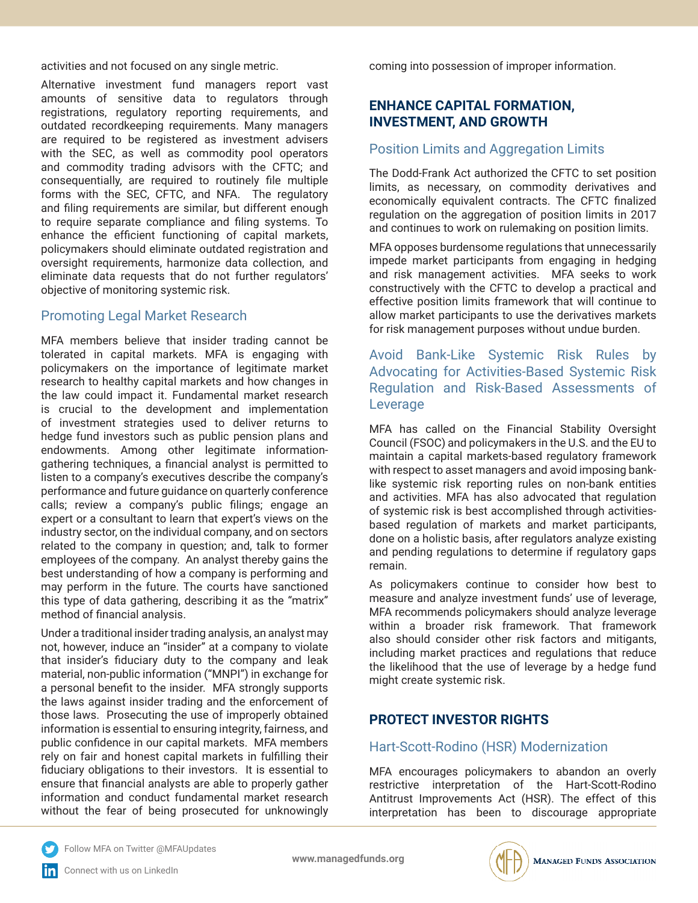activities and not focused on any single metric.

Alternative investment fund managers report vast amounts of sensitive data to regulators through registrations, regulatory reporting requirements, and outdated recordkeeping requirements. Many managers are required to be registered as investment advisers with the SEC, as well as commodity pool operators and commodity trading advisors with the CFTC; and consequentially, are required to routinely file multiple forms with the SEC, CFTC, and NFA. The regulatory and filing requirements are similar, but different enough to require separate compliance and filing systems. To enhance the efficient functioning of capital markets, policymakers should eliminate outdated registration and oversight requirements, harmonize data collection, and eliminate data requests that do not further regulators' objective of monitoring systemic risk.

### Promoting Legal Market Research

MFA members believe that insider trading cannot be tolerated in capital markets. MFA is engaging with policymakers on the importance of legitimate market research to healthy capital markets and how changes in the law could impact it. Fundamental market research is crucial to the development and implementation of investment strategies used to deliver returns to hedge fund investors such as public pension plans and endowments. Among other legitimate information-gathering techniques, a financial analyst is permitted to listen to a company's executives describe the company's performance and future guidance on quarterly conference calls; review a company's public filings; engage an expert or a consultant to learn that expert's views on the industry sector, on the individual company, and on sectors related to the company in question; and, talk to former employees of the company. An analyst thereby gains the best understanding of how a company is performing and may perform in the future. The courts have sanctioned this type of data gathering, describing it as the "matrix" method of financial analysis.

Under a traditional insider trading analysis, an analyst may not, however, induce an "insider" at a company to violate that insider's fiduciary duty to the company and leak material, non-public information ("MNPI") in exchange for a personal benefit to the insider. MFA strongly supports the laws against insider trading and the enforcement of those laws. Prosecuting the use of improperly obtained information is essential to ensuring integrity, fairness, and public confidence in our capital markets. MFA members rely on fair and honest capital markets in fulfilling their fiduciary obligations to their investors. It is essential to ensure that financial analysts are able to properly gather information and conduct fundamental market research without the fear of being prosecuted for unknowingly coming into possession of improper information.

## ENHANCE CAPITAL FORMATION, INVESTMENT, AND GROWTH

### Position Limits and Aggregation Limits

The Dodd-Frank Act authorized the CFTC to set position limits, as necessary, on commodity derivatives and economically equivalent contracts. The CFTC finalized regulation on the aggregation of position limits in 2017 and continues to work on rulemaking on position limits.

MFA opposes burdensome regulations that unnecessarily impede market participants from engaging in hedging and risk management activities. MFA seeks to work constructively with the CFTC to develop a practical and effective position limits framework that will continue to allow market participants to use the derivatives markets for risk management purposes without undue burden.

### Avoid Bank-Like Systemic Risk Rules by Advocating for Activities-Based Systemic Risk Regulation and Risk-Based Assessments of Leverage

MFA has called on the Financial Stability Oversight Council (FSOC) and policymakers in the U.S. and the EU to maintain a capital markets-based regulatory framework with respect to asset managers and avoid imposing bank-like systemic risk reporting rules on non-bank entities and activities. MFA has also advocated that regulation of systemic risk is best accomplished through activities-based regulation of markets and market participants, done on a holistic basis, after regulators analyze existing and pending regulations to determine if regulatory gaps remain.

As policymakers continue to consider how best to measure and analyze investment funds' use of leverage, MFA recommends policymakers should analyze leverage within a broader risk framework. That framework also should consider other risk factors and mitigants, including market practices and regulations that reduce the likelihood that the use of leverage by a hedge fund might create systemic risk.

## PROTECT INVESTOR RIGHTS

### Hart-Scott-Rodino (HSR) Modernization

MFA encourages policymakers to abandon an overly restrictive interpretation of the Hart-Scott-Rodino Antitrust Improvements Act (HSR). The effect of this interpretation has been to discourage appropriate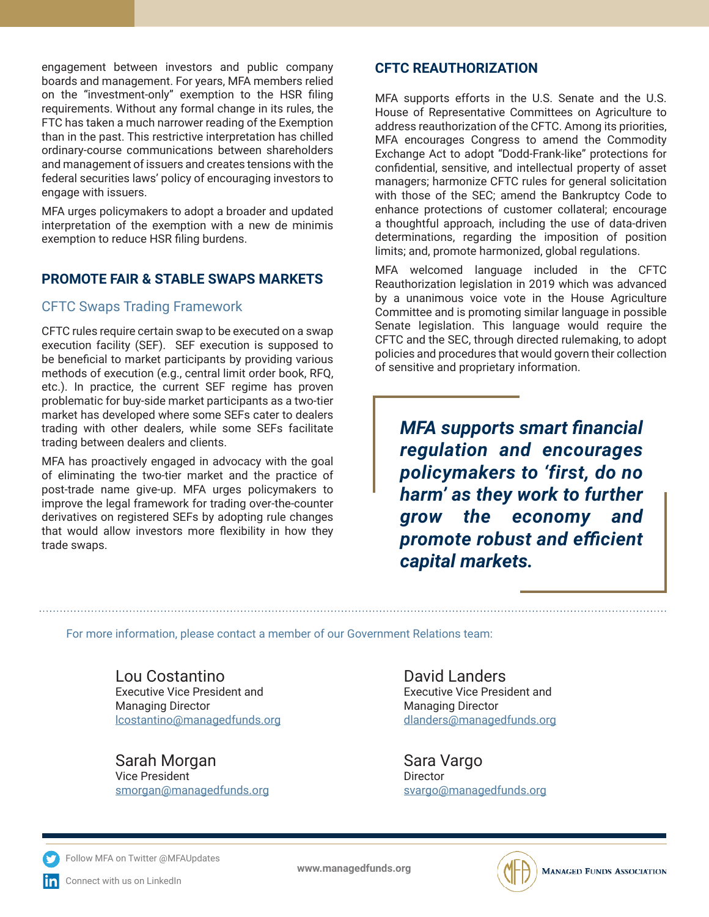engagement between investors and public company boards and management. For years, MFA members relied on the "investment-only" exemption to the HSR filing requirements. Without any formal change in its rules, the FTC has taken a much narrower reading of the Exemption than in the past. This restrictive interpretation has chilled ordinary-course communications between shareholders and management of issuers and creates tensions with the federal securities laws' policy of encouraging investors to engage with issuers.

MFA urges policymakers to adopt a broader and updated interpretation of the exemption with a new de minimis exemption to reduce HSR filing burdens.

## PROMOTE FAIR & STABLE SWAPS MARKETS

### CFTC Swaps Trading Framework

CFTC rules require certain swap to be executed on a swap execution facility (SEF). SEF execution is supposed to be beneficial to market participants by providing various methods of execution (e.g., central limit order book, RFQ, etc.). In practice, the current SEF regime has proven problematic for buy-side market participants as a two-tier market has developed where some SEFs cater to dealers trading with other dealers, while some SEFs facilitate trading between dealers and clients.

MFA has proactively engaged in advocacy with the goal of eliminating the two-tier market and the practice of post-trade name give-up. MFA urges policymakers to improve the legal framework for trading over-the-counter derivatives on registered SEFs by adopting rule changes that would allow investors more flexibility in how they trade swaps.

## CFTC REAUTHORIZATION

MFA supports efforts in the U.S. Senate and the U.S. House of Representative Committees on Agriculture to address reauthorization of the CFTC. Among its priorities, MFA encourages Congress to amend the Commodity Exchange Act to adopt "Dodd-Frank-like" protections for confidential, sensitive, and intellectual property of asset managers; harmonize CFTC rules for general solicitation with those of the SEC; amend the Bankruptcy Code to enhance protections of customer collateral; encourage a thoughtful approach, including the use of data-driven determinations, regarding the imposition of position limits; and, promote harmonized, global regulations.

MFA welcomed language included in the CFTC Reauthorization legislation in 2019 which was advanced by a unanimous voice vote in the House Agriculture Committee and is promoting similar language in possible Senate legislation. This language would require the CFTC and the SEC, through directed rulemaking, to adopt policies and procedures that would govern their collection of sensitive and proprietary information.

***MFA supports smart financial regulation and encourages policymakers to 'first, do no harm' as they work to further grow the economy and promote robust and efficient capital markets.***

---

For more information, please contact a member of our Government Relations team:

Lou Costantino
Executive Vice President and
Managing Director
lcostantino@managedfunds.org

David Landers
Executive Vice President and
Managing Director
dlanders@managedfunds.org

Sarah Morgan
Vice President
smorgan@managedfunds.org

Sara Vargo
Director
svargo@managedfunds.org

Follow MFA on Twitter @MFAUpdates

Connect with us on LinkedIn

www.managedfunds.org

Managed Funds Association